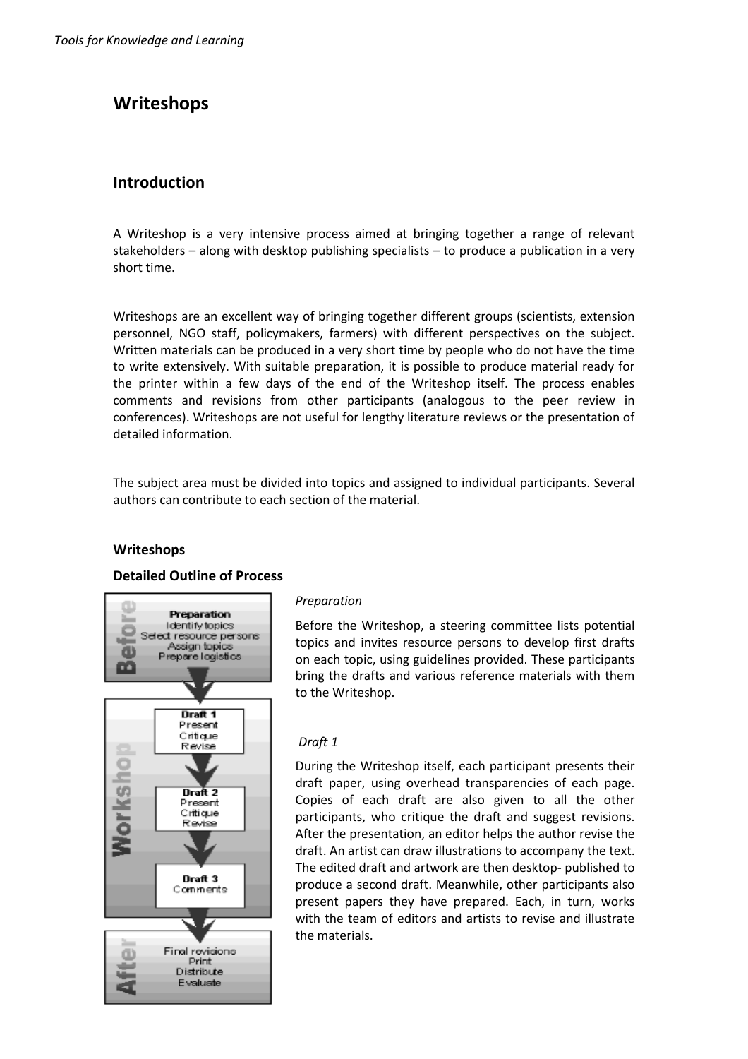# Writeshops

## Introduction

A Writeshop is a very intensive process aimed at bringing together a range of relevant stakeholders – along with desktop publishing specialists – to produce a publication in a very short time.

Writeshops are an excellent way of bringing together different groups (scientists, extension personnel, NGO staff, policymakers, farmers) with different perspectives on the subject. Written materials can be produced in a very short time by people who do not have the time to write extensively. With suitable preparation, it is possible to produce material ready for the printer within a few days of the end of the Writeshop itself. The process enables comments and revisions from other participants (analogous to the peer review in conferences). Writeshops are not useful for lengthy literature reviews or the presentation of detailed information.

The subject area must be divided into topics and assigned to individual participants. Several authors can contribute to each section of the material.

### Writeshops

### Detailed Outline of Process

*Preparation*

Before the Writeshop, a steering committee lists potential topics and invites resource persons to develop first drafts on each topic, using guidelines provided. These participants bring the drafts and various reference materials with them to the Writeshop.

*Draft 1*

During the Writeshop itself, each participant presents their draft paper, using overhead transparencies of each page. Copies of each draft are also given to all the other participants, who critique the draft and suggest revisions. After the presentation, an editor helps the author revise the draft. An artist can draw illustrations to accompany the text. The edited draft and artwork are then desktop- published to produce a second draft. Meanwhile, other participants also present papers they have prepared. Each, in turn, works with the team of editors and artists to revise and illustrate the materials.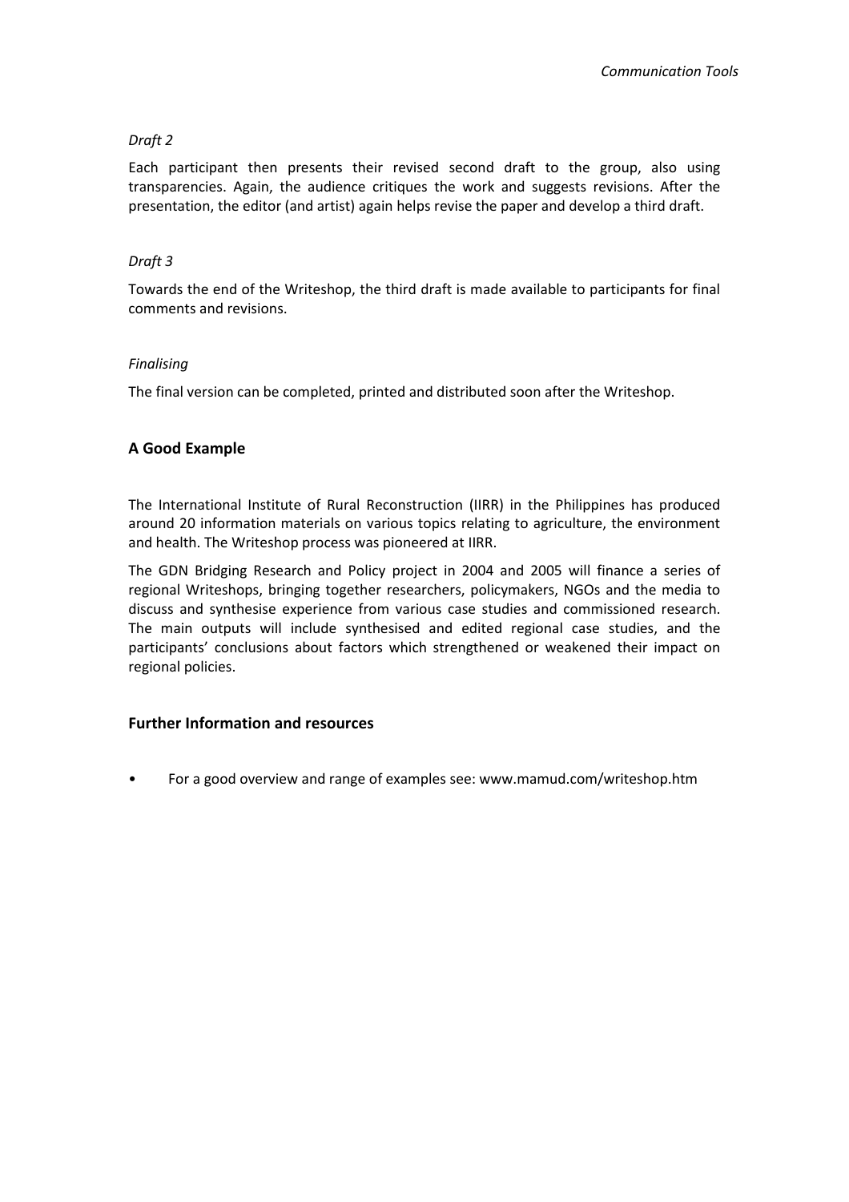*Draft 2*

Each participant then presents their revised second draft to the group, also using transparencies. Again, the audience critiques the work and suggests revisions. After the presentation, the editor (and artist) again helps revise the paper and develop a third draft.

*Draft 3*

Towards the end of the Writeshop, the third draft is made available to participants for final comments and revisions.

*Finalising*

The final version can be completed, printed and distributed soon after the Writeshop.

## A Good Example

The International Institute of Rural Reconstruction (IIRR) in the Philippines has produced around 20 information materials on various topics relating to agriculture, the environment and health. The Writeshop process was pioneered at IIRR.

The GDN Bridging Research and Policy project in 2004 and 2005 will finance a series of regional Writeshops, bringing together researchers, policymakers, NGOs and the media to discuss and synthesise experience from various case studies and commissioned research. The main outputs will include synthesised and edited regional case studies, and the participants' conclusions about factors which strengthened or weakened their impact on regional policies.

## Further Information and resources

- For a good overview and range of examples see: www.mamud.com/writeshop.htm